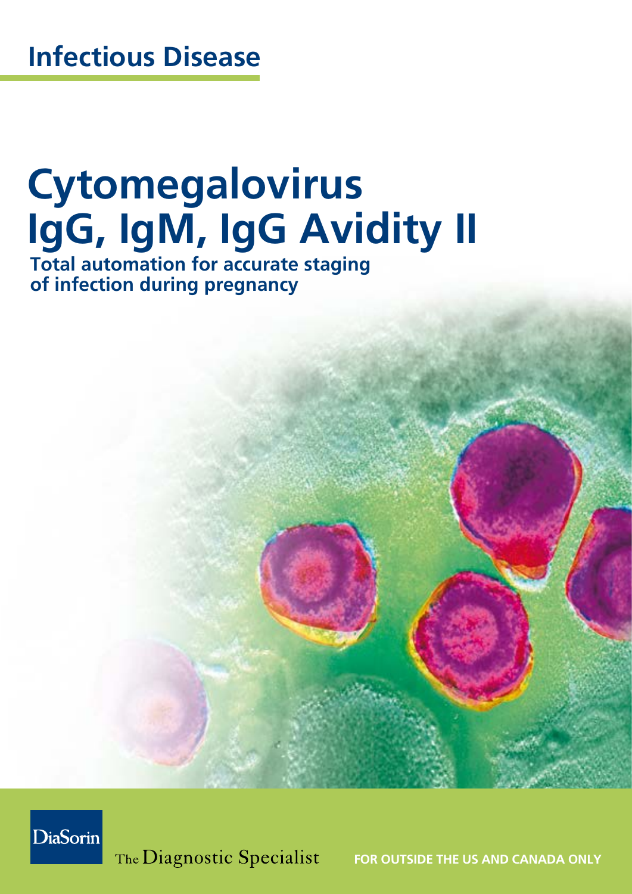# Infectious Disease

# Cytomegalovirus IgG, IgM, IgG Avidity II

**Total automation for accurate staging of infection during pregnancy**

DiaSorin

The Diagnostic Specialist

**FOR OUTSIDE THE US AND CANADA ONLY**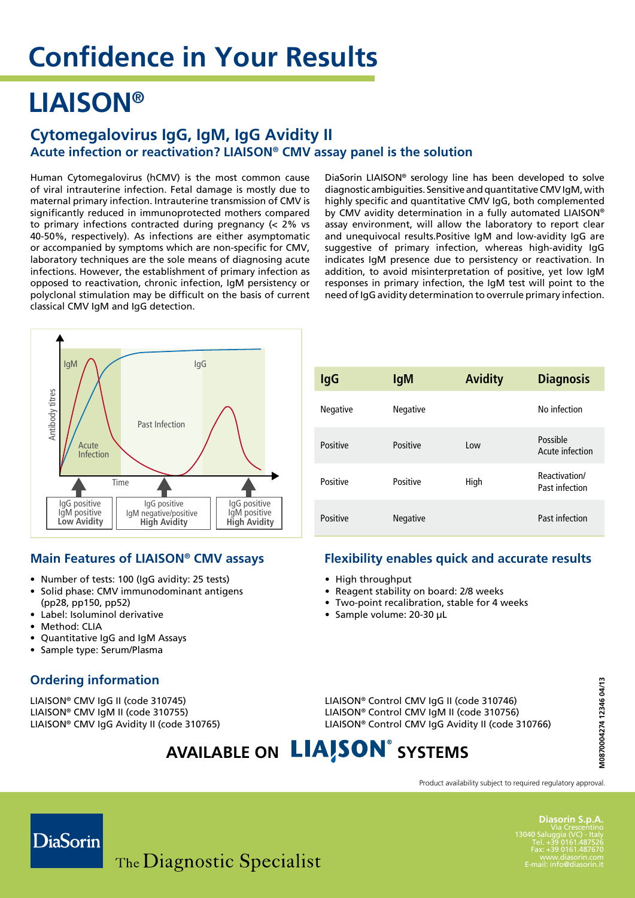# Confidence in Your Results

# LIAISON®

## Cytomegalovirus IgG, IgM, IgG Avidity II

### Acute infection or reactivation? LIAISON® CMV assay panel is the solution

Human Cytomegalovirus (hCMV) is the most common cause of viral intrauterine infection. Fetal damage is mostly due to maternal primary infection. Intrauterine transmission of CMV is significantly reduced in immunoprotected mothers compared to primary infections contracted during pregnancy (< 2% vs 40-50%, respectively). As infections are either asymptomatic or accompanied by symptoms which are non-specific for CMV, laboratory techniques are the sole means of diagnosing acute infections. However, the establishment of primary infection as opposed to reactivation, chronic infection, IgM persistency or polyclonal stimulation may be difficult on the basis of current classical CMV IgM and IgG detection.

DiaSorin LIAISON® serology line has been developed to solve diagnostic ambiguities. Sensitive and quantitative CMV IgM, with highly specific and quantitative CMV IgG, both complemented by CMV avidity determination in a fully automated LIAISON® assay environment, will allow the laboratory to report clear and unequivocal results.Positive IgM and low-avidity IgG are suggestive of primary infection, whereas high-avidity IgG indicates IgM presence due to persistency or reactivation. In addition, to avoid misinterpretation of positive, yet low IgM responses in primary infection, the IgM test will point to the need of IgG avidity determination to overrule primary infection.

IgM | IgG | Antibody titres | Acute Infection | Past Infection | Time

IgG positive IgM positive **Low Avidity** | IgG positive IgM negative/positive **High Avidity** | IgG positive IgM positive **High Avidity**

| IgG | IgM | Avidity | Diagnosis |
|---|---|---|---|
| Negative | Negative | | No infection |
| Positive | Positive | Low | Possible Acute infection |
| Positive | Positive | High | Reactivation/ Past infection |
| Positive | Negative | | Past infection |

### Main Features of LIAISON® CMV assays

- Number of tests: 100 (IgG avidity: 25 tests)
- Solid phase: CMV immunodominant antigens (pp28, pp150, pp52)
- Label: Isoluminol derivative
- Method: CLIA
- Quantitative IgG and IgM Assays
- Sample type: Serum/Plasma

### Flexibility enables quick and accurate results

- High throughput
- Reagent stability on board: 2/8 weeks
- Two-point recalibration, stable for 4 weeks
- Sample volume: 20-30 μL

### Ordering information

LIAISON® CMV IgG II (code 310745)
LIAISON® CMV IgM II (code 310755)
LIAISON® CMV IgG Avidity II (code 310765)

LIAISON® Control CMV IgG II (code 310746)
LIAISON® Control CMV IgM II (code 310756)
LIAISON® Control CMV IgG Avidity II (code 310766)

**AVAILABLE ON LIAISON® SYSTEMS**

M0870004274 12346 04/13

Product availability subject to required regulatory approval.

DiaSorin — The Diagnostic Specialist

**Diasorin S.p.A.**
Via Crescentino
13040 Saluggia (VC) - Italy
Tel. +39 0161.487526
Fax: +39 0161.487670
www.diasorin.com
E-mail: info@diasorin.it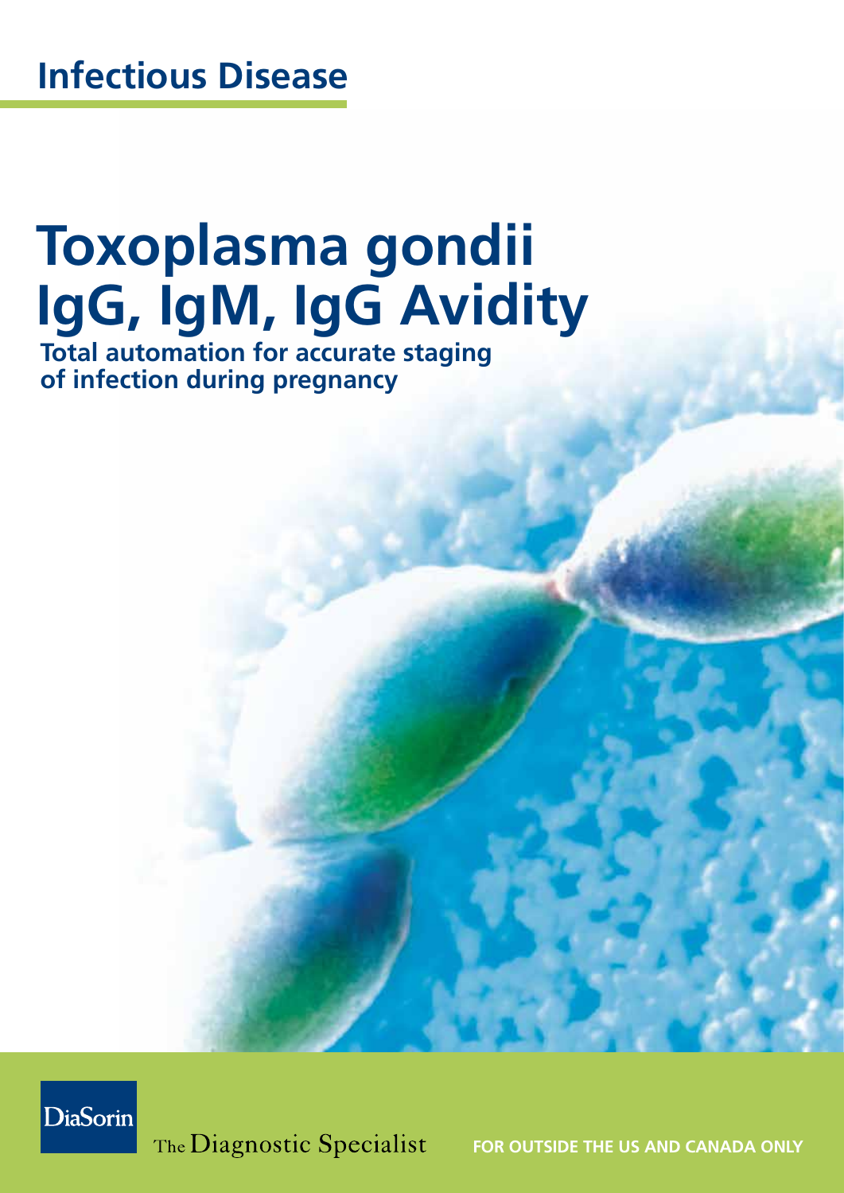# Infectious Disease

# Toxoplasma gondii IgG, IgM, IgG Avidity

**Total automation for accurate staging of infection during pregnancy**

DiaSorin

The Diagnostic Specialist

**FOR OUTSIDE THE US AND CANADA ONLY**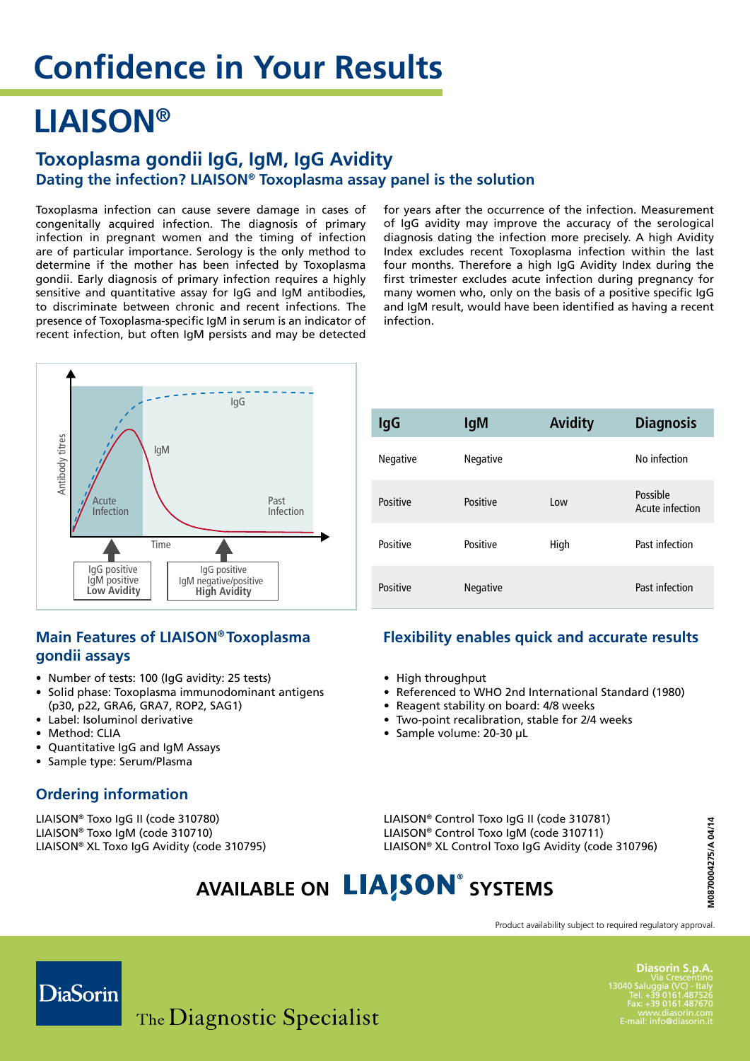# Confidence in Your Results

# LIAISON®

## Toxoplasma gondii IgG, IgM, IgG Avidity

### Dating the infection? LIAISON® Toxoplasma assay panel is the solution

Toxoplasma infection can cause severe damage in cases of congenitally acquired infection. The diagnosis of primary infection in pregnant women and the timing of infection are of particular importance. Serology is the only method to determine if the mother has been infected by Toxoplasma gondii. Early diagnosis of primary infection requires a highly sensitive and quantitative assay for IgG and IgM antibodies, to discriminate between chronic and recent infections. The presence of Toxoplasma-specific IgM in serum is an indicator of recent infection, but often IgM persists and may be detected for years after the occurrence of the infection. Measurement of IgG avidity may improve the accuracy of the serological diagnosis dating the infection more precisely. A high Avidity Index excludes recent Toxoplasma infection within the last four months. Therefore a high IgG Avidity Index during the first trimester excludes acute infection during pregnancy for many women who, only on the basis of a positive specific IgG and IgM result, would have been identified as having a recent infection.

Antibody titres — IgG — IgM — Acute Infection — Past Infection — Time

IgG positive IgM positive **Low Avidity**

IgG positive IgM negative/positive **High Avidity**

| IgG | IgM | Avidity | Diagnosis |
|---|---|---|---|
| Negative | Negative | | No infection |
| Positive | Positive | Low | Possible Acute infection |
| Positive | Positive | High | Past infection |
| Positive | Negative | | Past infection |

### Main Features of LIAISON® Toxoplasma gondii assays

- Number of tests: 100 (IgG avidity: 25 tests)
- Solid phase: Toxoplasma immunodominant antigens (p30, p22, GRA6, GRA7, ROP2, SAG1)
- Label: Isoluminol derivative
- Method: CLIA
- Quantitative IgG and IgM Assays
- Sample type: Serum/Plasma

### Flexibility enables quick and accurate results

- High throughput
- Referenced to WHO 2nd International Standard (1980)
- Reagent stability on board: 4/8 weeks
- Two-point recalibration, stable for 2/4 weeks
- Sample volume: 20-30 µL

### Ordering information

LIAISON® Toxo IgG II (code 310780)
LIAISON® Toxo IgM (code 310710)
LIAISON® XL Toxo IgG Avidity (code 310795)

LIAISON® Control Toxo IgG II (code 310781)
LIAISON® Control Toxo IgM (code 310711)
LIAISON® XL Control Toxo IgG Avidity (code 310796)

**AVAILABLE ON LIAISON® SYSTEMS**

M0870004275/A 04/14

Product availability subject to required regulatory approval.

DiaSorin — The Diagnostic Specialist

**Diasorin S.p.A.**
Via Crescentino
13040 Saluggia (VC) - Italy
Tel. +39 0161.487526
Fax: +39 0161.487670
www.diasorin.com
E-mail: info@diasorin.it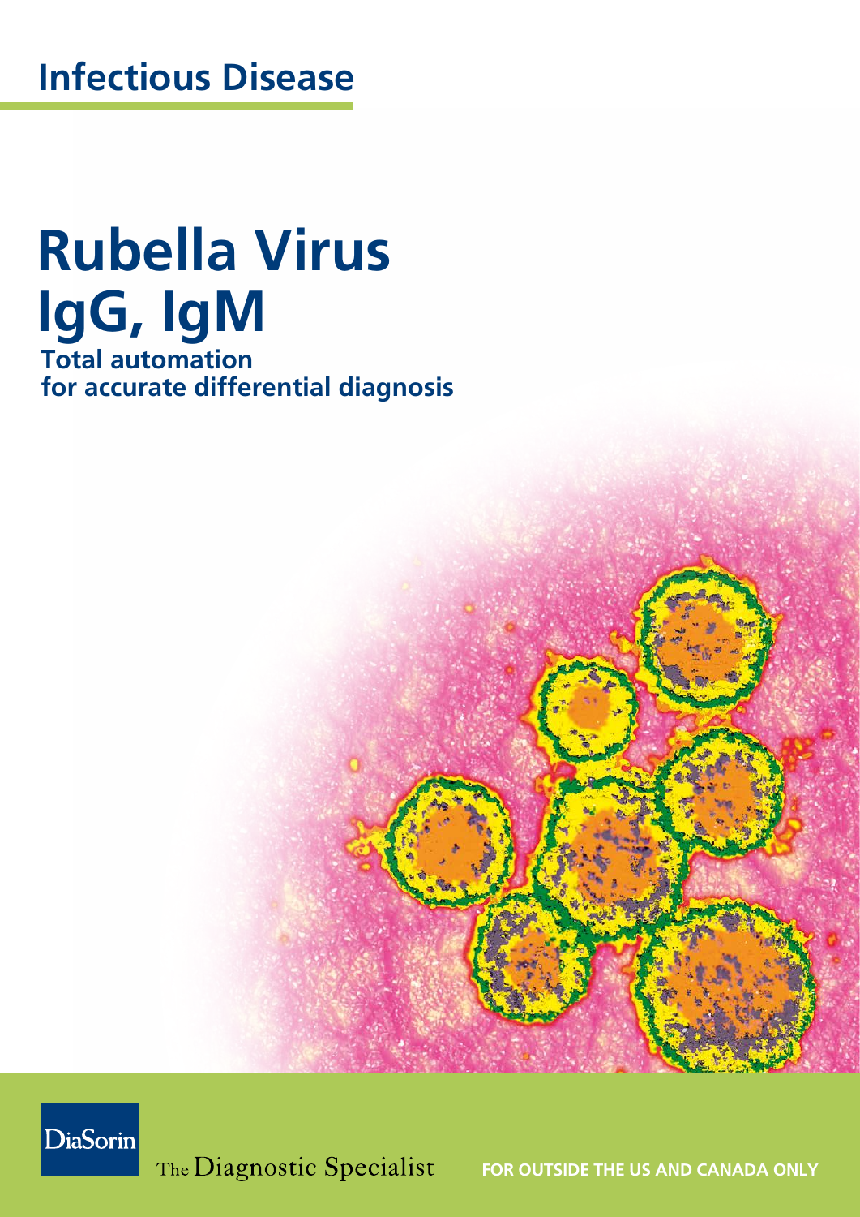# Infectious Disease

# Rubella Virus IgG, IgM

**Total automation for accurate differential diagnosis**

DiaSorin

The Diagnostic Specialist

**FOR OUTSIDE THE US AND CANADA ONLY**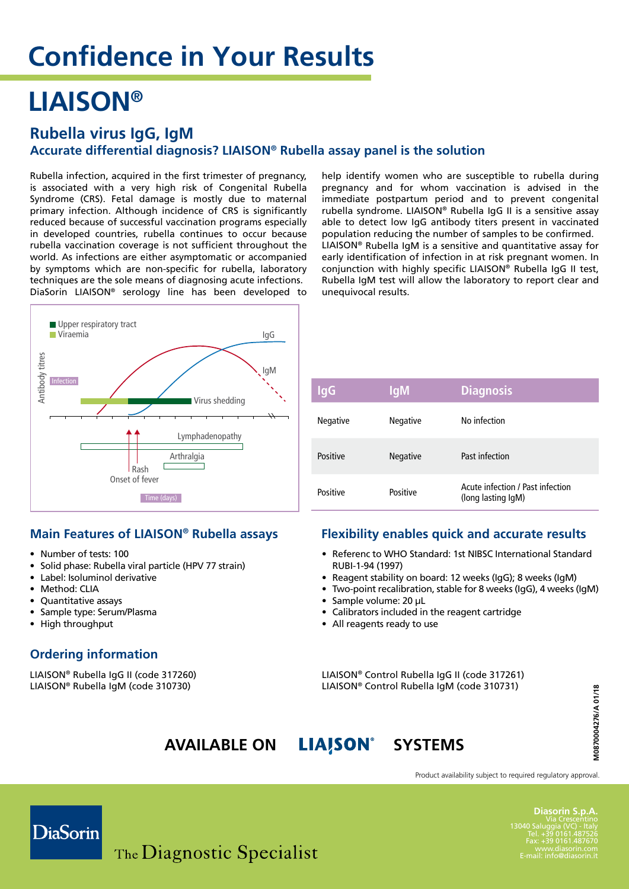# Confidence in Your Results

# LIAISON®

## Rubella virus IgG, IgM

### Accurate differential diagnosis? LIAISON® Rubella assay panel is the solution

Rubella infection, acquired in the first trimester of pregnancy, is associated with a very high risk of Congenital Rubella Syndrome (CRS). Fetal damage is mostly due to maternal primary infection. Although incidence of CRS is significantly reduced because of successful vaccination programs especially in developed countries, rubella continues to occur because rubella vaccination coverage is not sufficient throughout the world. As infections are either asymptomatic or accompanied by symptoms which are non-specific for rubella, laboratory techniques are the sole means of diagnosing acute infections. DiaSorin LIAISON® serology line has been developed to help identify women who are susceptible to rubella during pregnancy and for whom vaccination is advised in the immediate postpartum period and to prevent congenital rubella syndrome. LIAISON® Rubella IgG II is a sensitive assay able to detect low IgG antibody titers present in vaccinated population reducing the number of samples to be confirmed. LIAISON® Rubella IgM is a sensitive and quantitative assay for early identification of infection in at risk pregnant women. In conjunction with highly specific LIAISON® Rubella IgG II test, Rubella IgM test will allow the laboratory to report clear and unequivocal results.

| IgG | IgM | Diagnosis |
|---|---|---|
| Negative | Negative | No infection |
| Positive | Negative | Past infection |
| Positive | Positive | Acute infection / Past infection (long lasting IgM) |

### Main Features of LIAISON® Rubella assays

- Number of tests: 100
- Solid phase: Rubella viral particle (HPV 77 strain)
- Label: Isoluminol derivative
- Method: CLIA
- Quantitative assays
- Sample type: Serum/Plasma
- High throughput

### Flexibility enables quick and accurate results

- Referenc to WHO Standard: 1st NIBSC International Standard RUBI-1-94 (1997)
- Reagent stability on board: 12 weeks (IgG); 8 weeks (IgM)
- Two-point recalibration, stable for 8 weeks (IgG), 4 weeks (IgM)
- Sample volume: 20 µL
- Calibrators included in the reagent cartridge
- All reagents ready to use

### Ordering information

LIAISON® Rubella IgG II (code 317260)
LIAISON® Rubella IgM (code 310730)

LIAISON® Control Rubella IgG II (code 317261)
LIAISON® Control Rubella IgM (code 310731)

**AVAILABLE ON LIAISON® SYSTEMS**

M0870004276/A 01/18

Product availability subject to required regulatory approval.

DiaSorin — The Diagnostic Specialist

**Diasorin S.p.A.**
Via Crescentino
13040 Saluggia (VC) - Italy
Tel. +39 0161.487526
Fax: +39 0161.487670
www.diasorin.com
E-mail: info@diasorin.it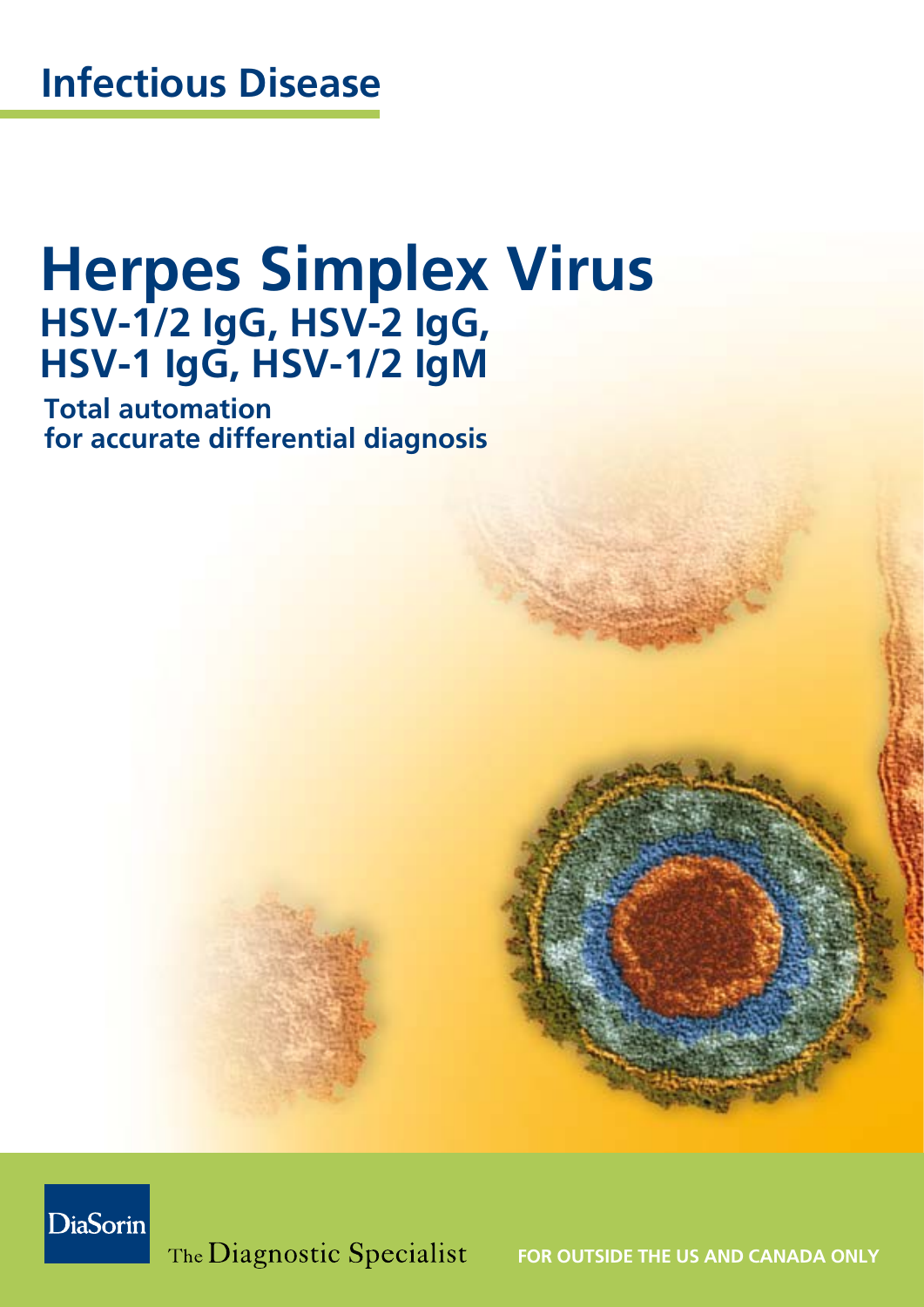## Infectious Disease

# Herpes Simplex Virus

### HSV-1/2 IgG, HSV-2 IgG, HSV-1 IgG, HSV-1/2 IgM

**Total automation for accurate differential diagnosis**

DiaSorin

The Diagnostic Specialist

**FOR OUTSIDE THE US AND CANADA ONLY**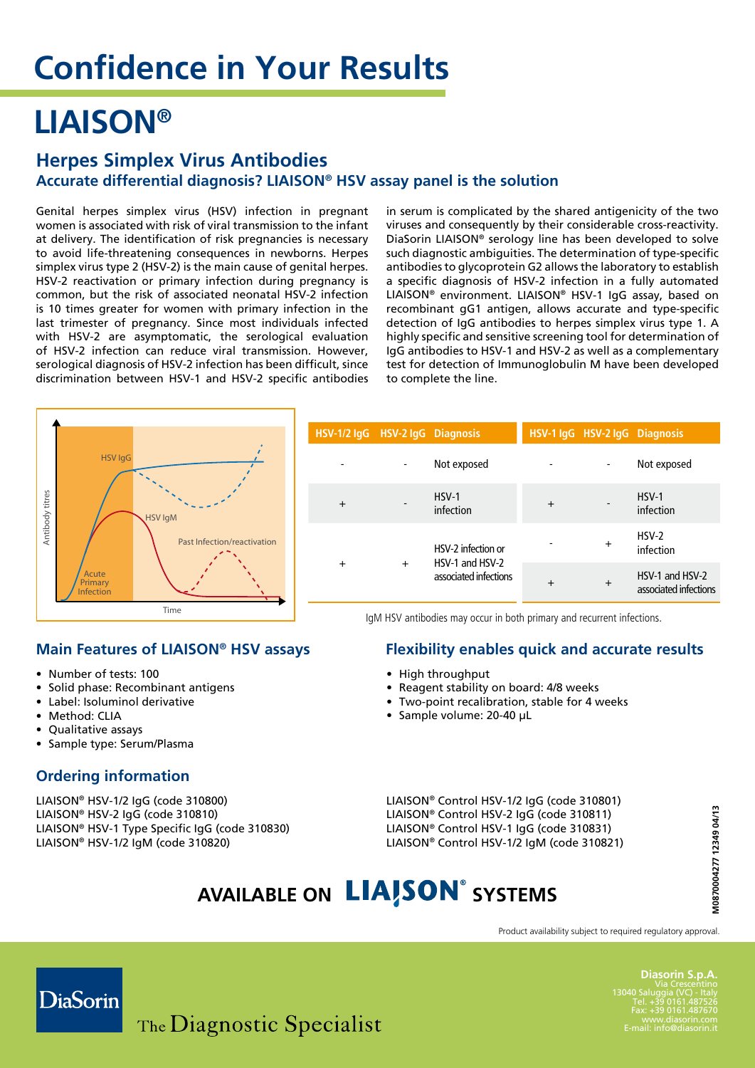# Confidence in Your Results

# LIAISON®

## Herpes Simplex Virus Antibodies

### Accurate differential diagnosis? LIAISON® HSV assay panel is the solution

Genital herpes simplex virus (HSV) infection in pregnant women is associated with risk of viral transmission to the infant at delivery. The identification of risk pregnancies is necessary to avoid life-threatening consequences in newborns. Herpes simplex virus type 2 (HSV-2) is the main cause of genital herpes. HSV-2 reactivation or primary infection during pregnancy is common, but the risk of associated neonatal HSV-2 infection is 10 times greater for women with primary infection in the last trimester of pregnancy. Since most individuals infected with HSV-2 are asymptomatic, the serological evaluation of HSV-2 infection can reduce viral transmission. However, serological diagnosis of HSV-2 infection has been difficult, since discrimination between HSV-1 and HSV-2 specific antibodies in serum is complicated by the shared antigenicity of the two viruses and consequently by their considerable cross-reactivity. DiaSorin LIAISON® serology line has been developed to solve such diagnostic ambiguities. The determination of type-specific antibodies to glycoprotein G2 allows the laboratory to establish a specific diagnosis of HSV-2 infection in a fully automated LIAISON® environment. LIAISON® HSV-1 IgG assay, based on recombinant gG1 antigen, allows accurate and type-specific detection of IgG antibodies to herpes simplex virus type 1. A highly specific and sensitive screening tool for determination of IgG antibodies to HSV-1 and HSV-2 as well as a complementary test for detection of Immunoglobulin M have been developed to complete the line.

| HSV-1/2 IgG | HSV-2 IgG | Diagnosis |
|---|---|---|
| - | - | Not exposed |
| + | - | HSV-1 infection |
| + | + | HSV-2 infection or HSV-1 and HSV-2 associated infections |

| HSV-1 IgG | HSV-2 IgG | Diagnosis |
|---|---|---|
| - | - | Not exposed |
| + | - | HSV-1 infection |
| - | + | HSV-2 infection |
| + | + | HSV-1 and HSV-2 associated infections |

IgM HSV antibodies may occur in both primary and recurrent infections.

## Main Features of LIAISON® HSV assays

- Number of tests: 100
- Solid phase: Recombinant antigens
- Label: Isoluminol derivative
- Method: CLIA
- Qualitative assays
- Sample type: Serum/Plasma

## Flexibility enables quick and accurate results

- High throughput
- Reagent stability on board: 4/8 weeks
- Two-point recalibration, stable for 4 weeks
- Sample volume: 20-40 µL

## Ordering information

LIAISON® HSV-1/2 IgG (code 310800)
LIAISON® HSV-2 IgG (code 310810)
LIAISON® HSV-1 Type Specific IgG (code 310830)
LIAISON® HSV-1/2 IgM (code 310820)

LIAISON® Control HSV-1/2 IgG (code 310801)
LIAISON® Control HSV-2 IgG (code 310811)
LIAISON® Control HSV-1 IgG (code 310831)
LIAISON® Control HSV-1/2 IgM (code 310821)

**AVAILABLE ON LIAISON® SYSTEMS**

M0870004277 12349 04/13

Product availability subject to required regulatory approval.

DiaSorin

The Diagnostic Specialist

**Diasorin S.p.A.**
Via Crescentino
13040 Saluggia (VC) - Italy
Tel. +39 0161.487526
Fax: +39 0161.487670
www.diasorin.com
E-mail: info@diasorin.it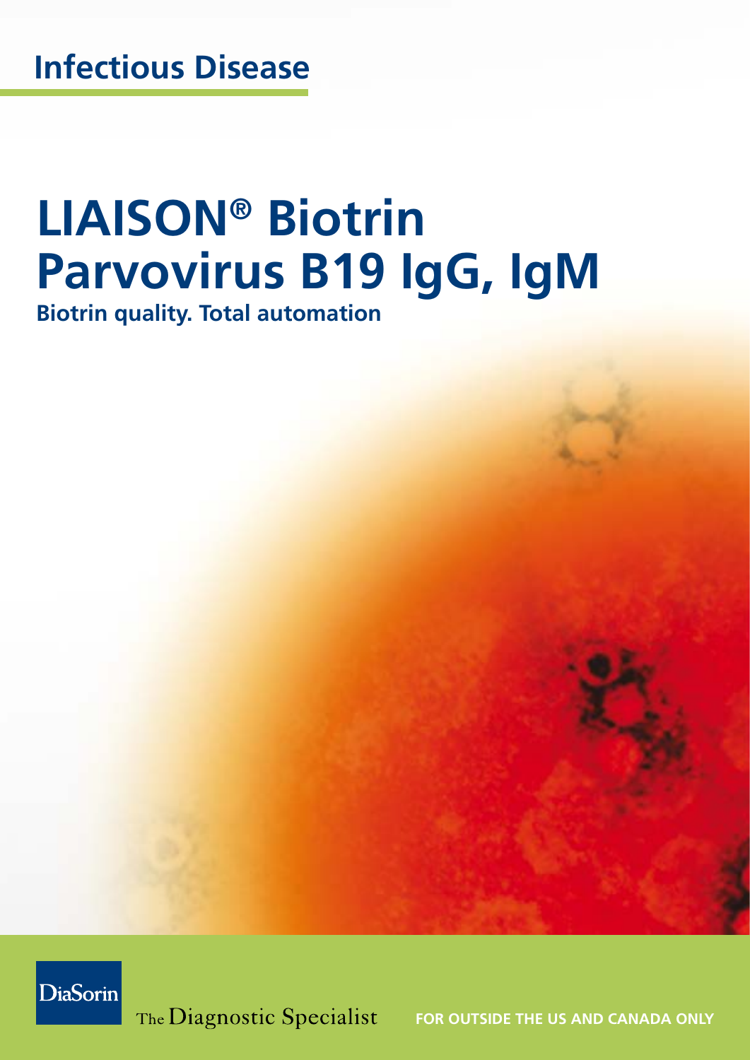# Infectious Disease

# LIAISON® Biotrin Parvovirus B19 IgG, IgM

**Biotrin quality. Total automation**

DiaSorin

The Diagnostic Specialist

**FOR OUTSIDE THE US AND CANADA ONLY**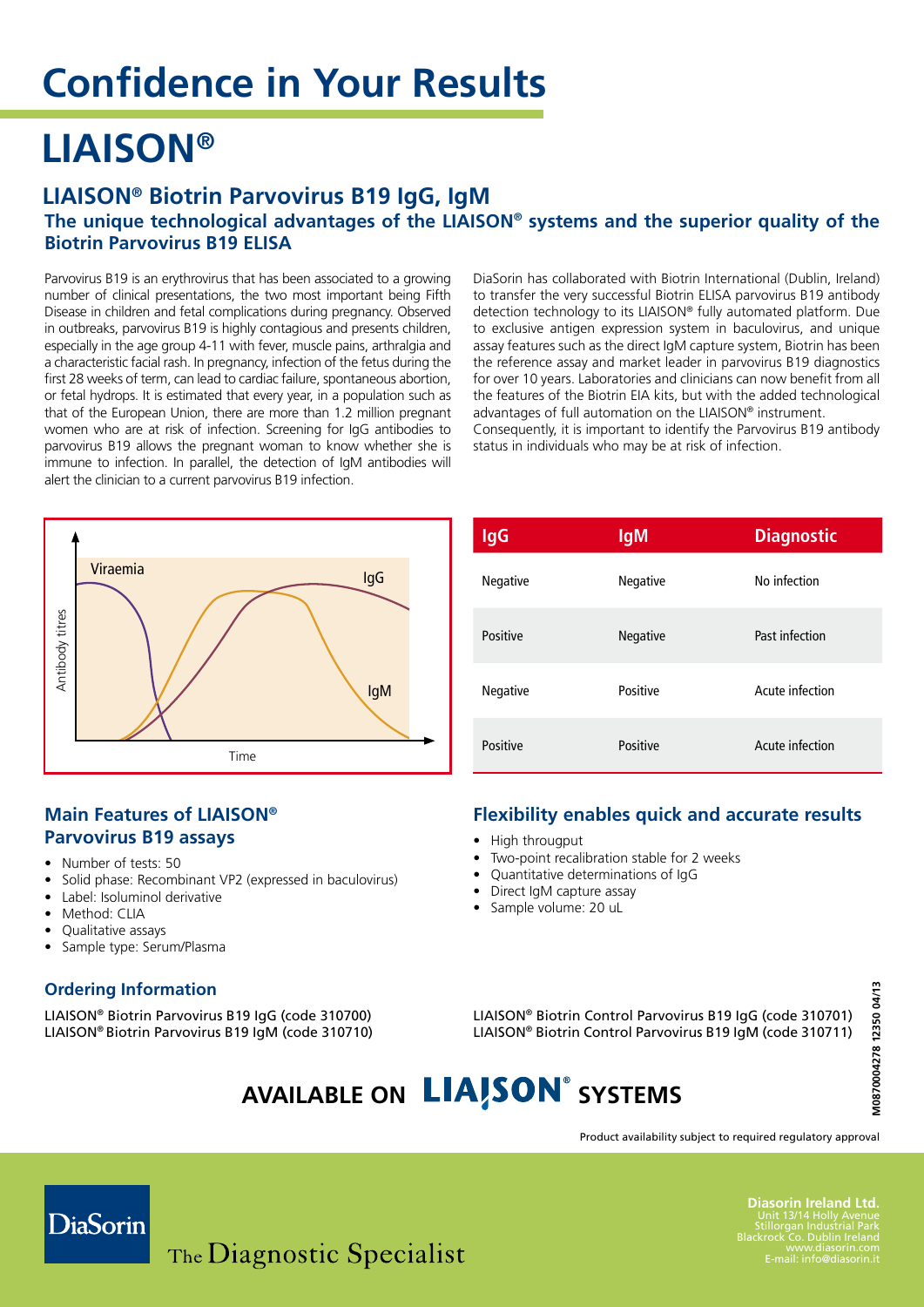# Confidence in Your Results

# LIAISON®

## LIAISON® Biotrin Parvovirus B19 IgG, IgM

### The unique technological advantages of the LIAISON® systems and the superior quality of the Biotrin Parvovirus B19 ELISA

Parvovirus B19 is an erythrovirus that has been associated to a growing number of clinical presentations, the two most important being Fifth Disease in children and fetal complications during pregnancy. Observed in outbreaks, parvovirus B19 is highly contagious and presents children, especially in the age group 4-11 with fever, muscle pains, arthralgia and a characteristic facial rash. In pregnancy, infection of the fetus during the first 28 weeks of term, can lead to cardiac failure, spontaneous abortion, or fetal hydrops. It is estimated that every year, in a population such as that of the European Union, there are more than 1.2 million pregnant women who are at risk of infection. Screening for IgG antibodies to parvovirus B19 allows the pregnant woman to know whether she is immune to infection. In parallel, the detection of IgM antibodies will alert the clinician to a current parvovirus B19 infection.

DiaSorin has collaborated with Biotrin International (Dublin, Ireland) to transfer the very successful Biotrin ELISA parvovirus B19 antibody detection technology to its LIAISON® fully automated platform. Due to exclusive antigen expression system in baculovirus, and unique assay features such as the direct IgM capture system, Biotrin has been the reference assay and market leader in parvovirus B19 diagnostics for over 10 years. Laboratories and clinicians can now benefit from all the features of the Biotrin EIA kits, but with the added technological advantages of full automation on the LIAISON® instrument.
Consequently, it is important to identify the Parvovirus B19 antibody status in individuals who may be at risk of infection.

Viraemia
IgG
IgM
Antibody titres
Time

| IgG | IgM | Diagnostic |
|---|---|---|
| Negative | Negative | No infection |
| Positive | Negative | Past infection |
| Negative | Positive | Acute infection |
| Positive | Positive | Acute infection |

### Main Features of LIAISON® Parvovirus B19 assays

- Number of tests: 50
- Solid phase: Recombinant VP2 (expressed in baculovirus)
- Label: Isoluminol derivative
- Method: CLIA
- Qualitative assays
- Sample type: Serum/Plasma

### Flexibility enables quick and accurate results

- High througput
- Two-point recalibration stable for 2 weeks
- Quantitative determinations of IgG
- Direct IgM capture assay
- Sample volume: 20 uL

### Ordering Information

LIAISON® Biotrin Parvovirus B19 IgG (code 310700)
LIAISON® Biotrin Parvovirus B19 IgM (code 310710)

LIAISON® Biotrin Control Parvovirus B19 IgG (code 310701)
LIAISON® Biotrin Control Parvovirus B19 IgM (code 310711)

M0870004278 12350 04/13

**AVAILABLE ON LIAISON® SYSTEMS**

Product availability subject to required regulatory approval

DiaSorin

The Diagnostic Specialist

**Diasorin Ireland Ltd.**
Unit 13/14 Holly Avenue
Stillorgan Industrial Park
Blackrock Co. Dublin Ireland
www.diasorin.com
E-mail: info@diasorin.it